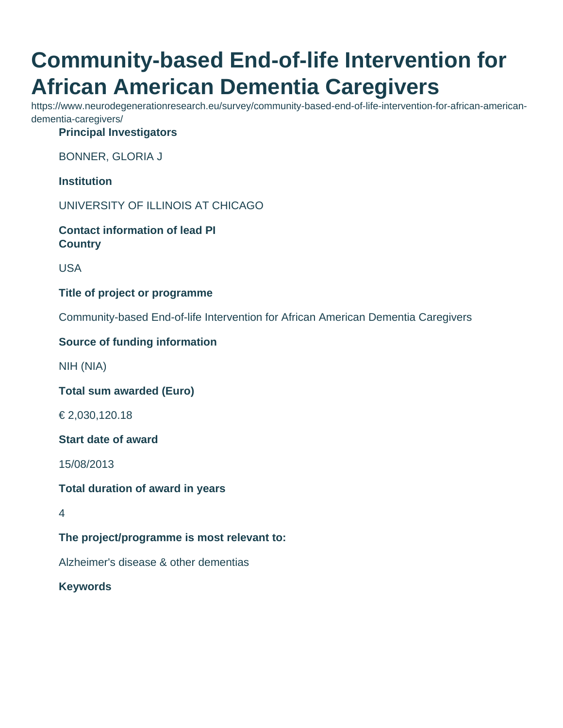# Community-based End-of-life Intervention for African American Dementia Caregivers

https://www.neurodegenerationresearch.eu/survey/community-based-end-of-life-intervention-for-african-american-dementia-caregivers/

**Principal Investigators**

BONNER, GLORIA J

**Institution**

UNIVERSITY OF ILLINOIS AT CHICAGO

**Contact information of lead PI**

**Country**

USA

**Title of project or programme**

Community-based End-of-life Intervention for African American Dementia Caregivers

**Source of funding information**

NIH (NIA)

**Total sum awarded (Euro)**

€ 2,030,120.18

**Start date of award**

15/08/2013

**Total duration of award in years**

4

**The project/programme is most relevant to:**

Alzheimer's disease & other dementias

**Keywords**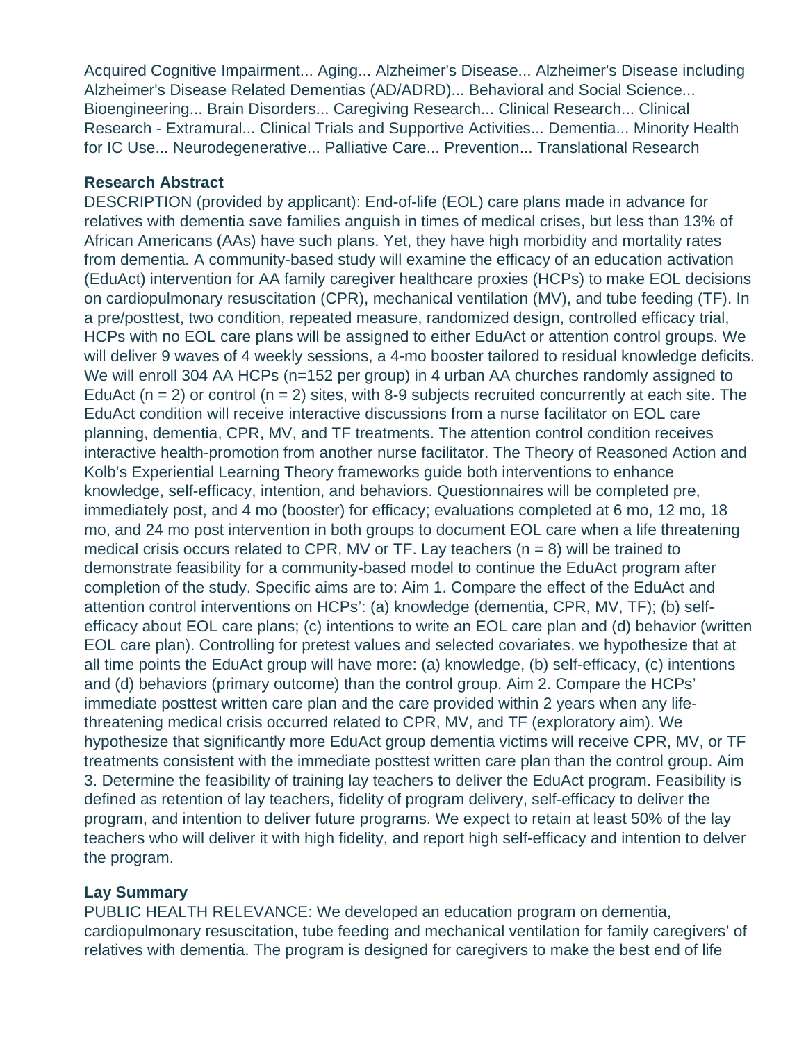Acquired Cognitive Impairment... Aging... Alzheimer's Disease... Alzheimer's Disease including Alzheimer's Disease Related Dementias (AD/ADRD)... Behavioral and Social Science... Bioengineering... Brain Disorders... Caregiving Research... Clinical Research... Clinical Research - Extramural... Clinical Trials and Supportive Activities... Dementia... Minority Health for IC Use... Neurodegenerative... Palliative Care... Prevention... Translational Research

**Research Abstract**

DESCRIPTION (provided by applicant): End-of-life (EOL) care plans made in advance for relatives with dementia save families anguish in times of medical crises, but less than 13% of African Americans (AAs) have such plans. Yet, they have high morbidity and mortality rates from dementia. A community-based study will examine the efficacy of an education activation (EduAct) intervention for AA family caregiver healthcare proxies (HCPs) to make EOL decisions on cardiopulmonary resuscitation (CPR), mechanical ventilation (MV), and tube feeding (TF). In a pre/posttest, two condition, repeated measure, randomized design, controlled efficacy trial, HCPs with no EOL care plans will be assigned to either EduAct or attention control groups. We will deliver 9 waves of 4 weekly sessions, a 4-mo booster tailored to residual knowledge deficits. We will enroll 304 AA HCPs (n=152 per group) in 4 urban AA churches randomly assigned to EduAct (n = 2) or control (n = 2) sites, with 8-9 subjects recruited concurrently at each site. The EduAct condition will receive interactive discussions from a nurse facilitator on EOL care planning, dementia, CPR, MV, and TF treatments. The attention control condition receives interactive health-promotion from another nurse facilitator. The Theory of Reasoned Action and Kolb's Experiential Learning Theory frameworks guide both interventions to enhance knowledge, self-efficacy, intention, and behaviors. Questionnaires will be completed pre, immediately post, and 4 mo (booster) for efficacy; evaluations completed at 6 mo, 12 mo, 18 mo, and 24 mo post intervention in both groups to document EOL care when a life threatening medical crisis occurs related to CPR, MV or TF. Lay teachers (n = 8) will be trained to demonstrate feasibility for a community-based model to continue the EduAct program after completion of the study. Specific aims are to: Aim 1. Compare the effect of the EduAct and attention control interventions on HCPs': (a) knowledge (dementia, CPR, MV, TF); (b) self-efficacy about EOL care plans; (c) intentions to write an EOL care plan and (d) behavior (written EOL care plan). Controlling for pretest values and selected covariates, we hypothesize that at all time points the EduAct group will have more: (a) knowledge, (b) self-efficacy, (c) intentions and (d) behaviors (primary outcome) than the control group. Aim 2. Compare the HCPs' immediate posttest written care plan and the care provided within 2 years when any life-threatening medical crisis occurred related to CPR, MV, and TF (exploratory aim). We hypothesize that significantly more EduAct group dementia victims will receive CPR, MV, or TF treatments consistent with the immediate posttest written care plan than the control group. Aim 3. Determine the feasibility of training lay teachers to deliver the EduAct program. Feasibility is defined as retention of lay teachers, fidelity of program delivery, self-efficacy to deliver the program, and intention to deliver future programs. We expect to retain at least 50% of the lay teachers who will deliver it with high fidelity, and report high self-efficacy and intention to delver the program.

**Lay Summary**

PUBLIC HEALTH RELEVANCE: We developed an education program on dementia, cardiopulmonary resuscitation, tube feeding and mechanical ventilation for family caregivers' of relatives with dementia. The program is designed for caregivers to make the best end of life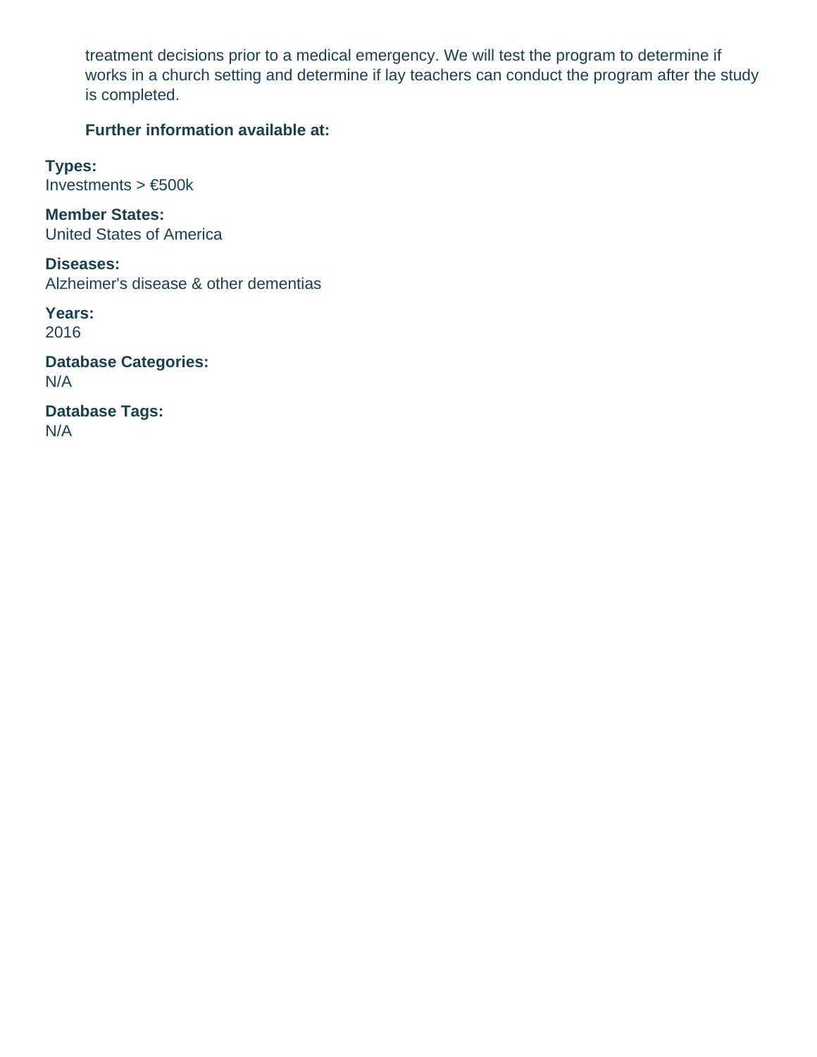treatment decisions prior to a medical emergency. We will test the program to determine if works in a church setting and determine if lay teachers can conduct the program after the study is completed.

**Further information available at:**

**Types:**
Investments > €500k

**Member States:**
United States of America

**Diseases:**
Alzheimer's disease & other dementias

**Years:**
2016

**Database Categories:**
N/A

**Database Tags:**
N/A